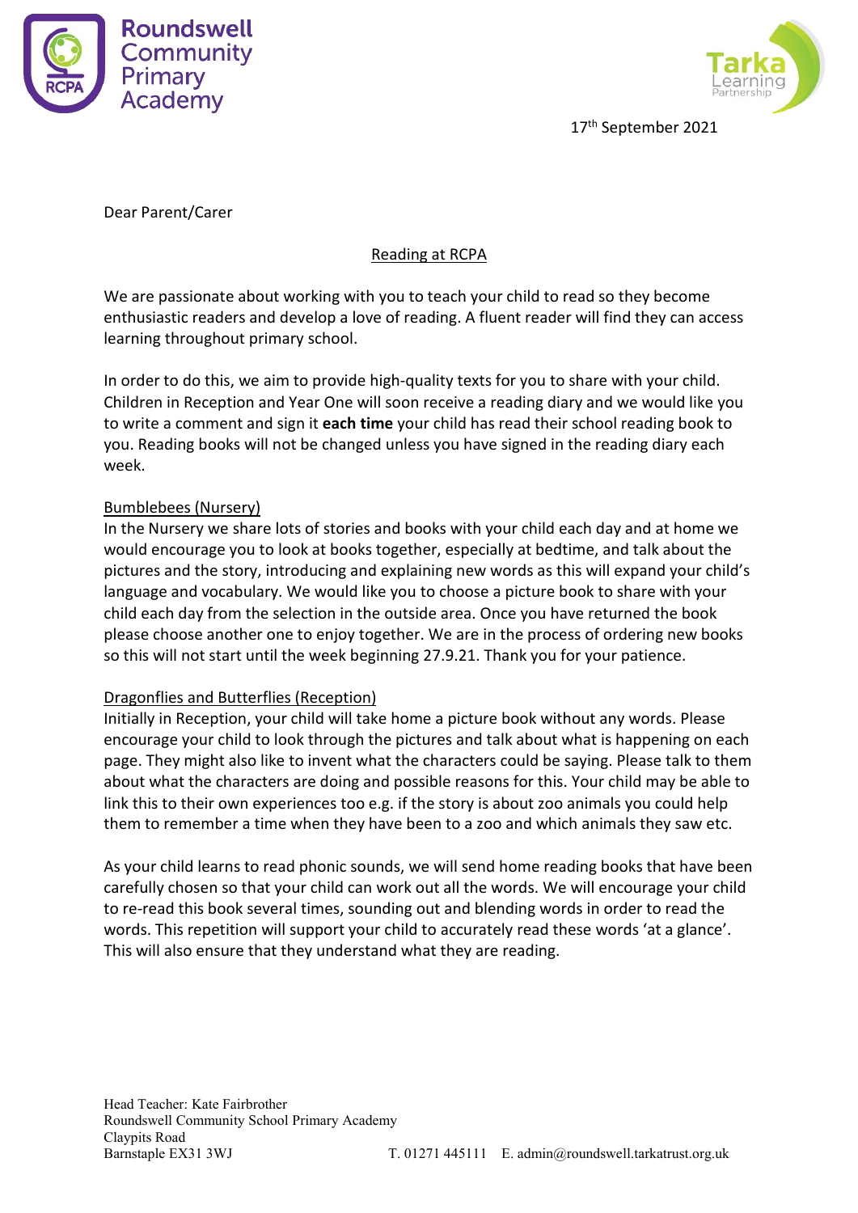Roundswell Community Primary Academy

Tarka Learning Partnership

17th September 2021

Dear Parent/Carer

## Reading at RCPA

We are passionate about working with you to teach your child to read so they become enthusiastic readers and develop a love of reading. A fluent reader will find they can access learning throughout primary school.

In order to do this, we aim to provide high-quality texts for you to share with your child. Children in Reception and Year One will soon receive a reading diary and we would like you to write a comment and sign it **each time** your child has read their school reading book to you. Reading books will not be changed unless you have signed in the reading diary each week.

### Bumblebees (Nursery)

In the Nursery we share lots of stories and books with your child each day and at home we would encourage you to look at books together, especially at bedtime, and talk about the pictures and the story, introducing and explaining new words as this will expand your child's language and vocabulary. We would like you to choose a picture book to share with your child each day from the selection in the outside area. Once you have returned the book please choose another one to enjoy together. We are in the process of ordering new books so this will not start until the week beginning 27.9.21. Thank you for your patience.

### Dragonflies and Butterflies (Reception)

Initially in Reception, your child will take home a picture book without any words. Please encourage your child to look through the pictures and talk about what is happening on each page. They might also like to invent what the characters could be saying. Please talk to them about what the characters are doing and possible reasons for this. Your child may be able to link this to their own experiences too e.g. if the story is about zoo animals you could help them to remember a time when they have been to a zoo and which animals they saw etc.

As your child learns to read phonic sounds, we will send home reading books that have been carefully chosen so that your child can work out all the words. We will encourage your child to re-read this book several times, sounding out and blending words in order to read the words. This repetition will support your child to accurately read these words 'at a glance'. This will also ensure that they understand what they are reading.

Head Teacher: Kate Fairbrother
Roundswell Community School Primary Academy
Claypits Road
Barnstaple EX31 3WJ
T. 01271 445111 E. admin@roundswell.tarkatrust.org.uk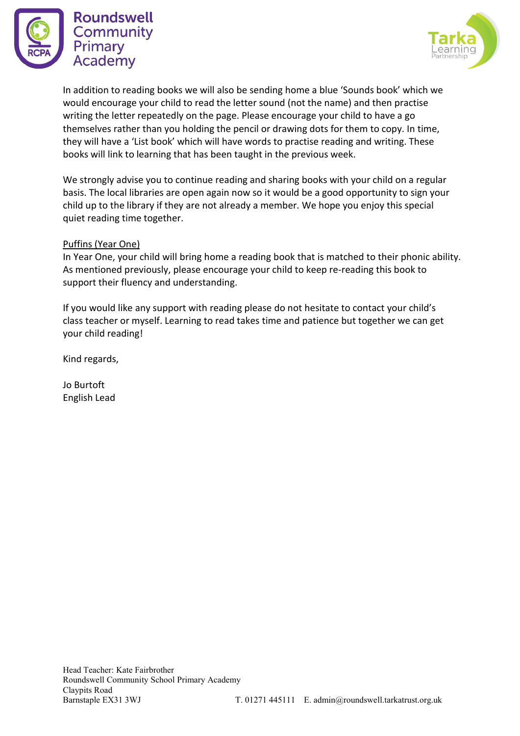In addition to reading books we will also be sending home a blue 'Sounds book' which we would encourage your child to read the letter sound (not the name) and then practise writing the letter repeatedly on the page. Please encourage your child to have a go themselves rather than you holding the pencil or drawing dots for them to copy. In time, they will have a 'List book' which will have words to practise reading and writing. These books will link to learning that has been taught in the previous week.

We strongly advise you to continue reading and sharing books with your child on a regular basis. The local libraries are open again now so it would be a good opportunity to sign your child up to the library if they are not already a member. We hope you enjoy this special quiet reading time together.

Puffins (Year One)

In Year One, your child will bring home a reading book that is matched to their phonic ability. As mentioned previously, please encourage your child to keep re-reading this book to support their fluency and understanding.

If you would like any support with reading please do not hesitate to contact your child's class teacher or myself. Learning to read takes time and patience but together we can get your child reading!

Kind regards,

Jo Burtoft
English Lead